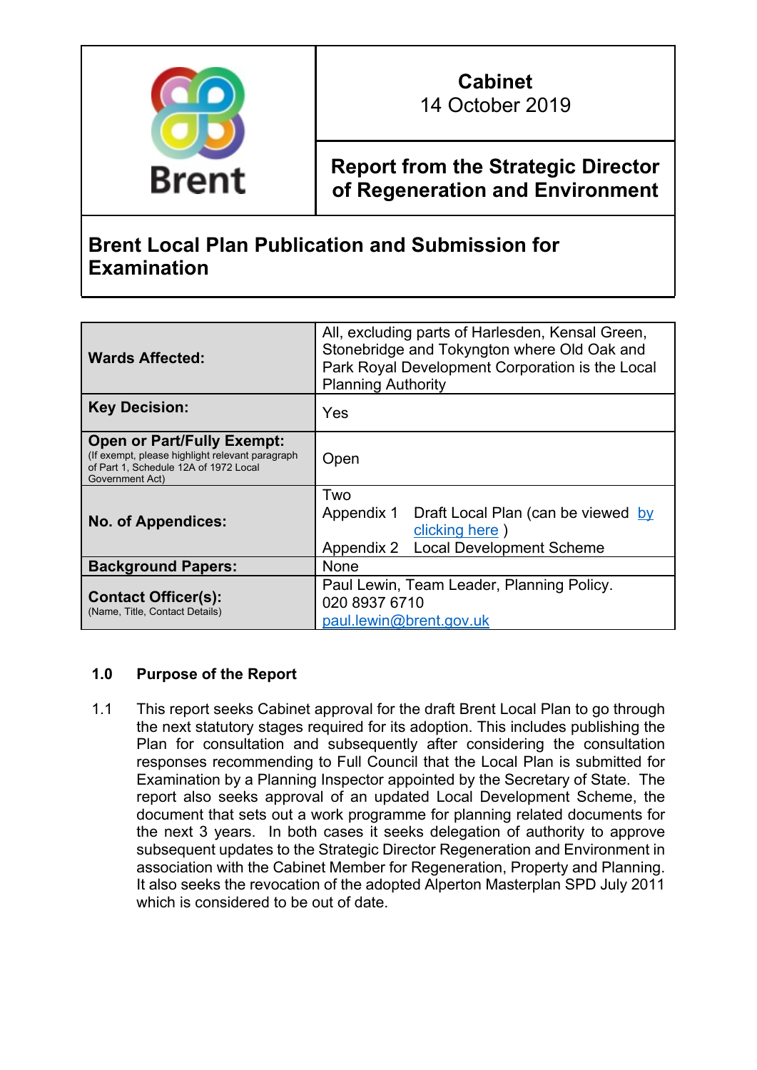Brent

**Cabinet**
14 October 2019

**Report from the Strategic Director of Regeneration and Environment**

# Brent Local Plan Publication and Submission for Examination

| | |
|---|---|
| **Wards Affected:** | All, excluding parts of Harlesden, Kensal Green, Stonebridge and Tokyngton where Old Oak and Park Royal Development Corporation is the Local Planning Authority |
| **Key Decision:** | Yes |
| **Open or Part/Fully Exempt:** (If exempt, please highlight relevant paragraph of Part 1, Schedule 12A of 1972 Local Government Act) | Open |
| **No. of Appendices:** | Two<br>Appendix 1 Draft Local Plan (can be viewed by clicking here )<br>Appendix 2 Local Development Scheme |
| **Background Papers:** | None |
| **Contact Officer(s):** (Name, Title, Contact Details) | Paul Lewin, Team Leader, Planning Policy.<br>020 8937 6710<br>paul.lewin@brent.gov.uk |

## 1.0 Purpose of the Report

1.1 This report seeks Cabinet approval for the draft Brent Local Plan to go through the next statutory stages required for its adoption. This includes publishing the Plan for consultation and subsequently after considering the consultation responses recommending to Full Council that the Local Plan is submitted for Examination by a Planning Inspector appointed by the Secretary of State. The report also seeks approval of an updated Local Development Scheme, the document that sets out a work programme for planning related documents for the next 3 years. In both cases it seeks delegation of authority to approve subsequent updates to the Strategic Director Regeneration and Environment in association with the Cabinet Member for Regeneration, Property and Planning. It also seeks the revocation of the adopted Alperton Masterplan SPD July 2011 which is considered to be out of date.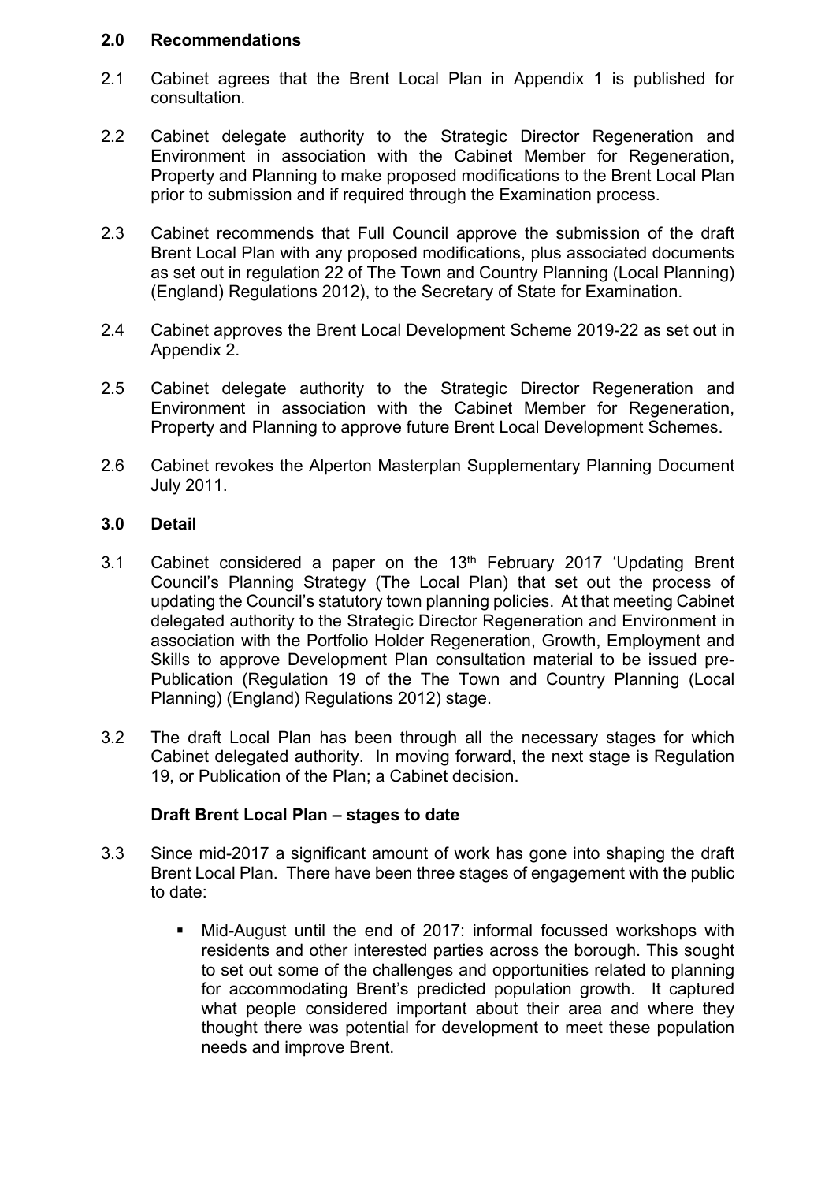## 2.0 Recommendations

2.1 Cabinet agrees that the Brent Local Plan in Appendix 1 is published for consultation.

2.2 Cabinet delegate authority to the Strategic Director Regeneration and Environment in association with the Cabinet Member for Regeneration, Property and Planning to make proposed modifications to the Brent Local Plan prior to submission and if required through the Examination process.

2.3 Cabinet recommends that Full Council approve the submission of the draft Brent Local Plan with any proposed modifications, plus associated documents as set out in regulation 22 of The Town and Country Planning (Local Planning) (England) Regulations 2012), to the Secretary of State for Examination.

2.4 Cabinet approves the Brent Local Development Scheme 2019-22 as set out in Appendix 2.

2.5 Cabinet delegate authority to the Strategic Director Regeneration and Environment in association with the Cabinet Member for Regeneration, Property and Planning to approve future Brent Local Development Schemes.

2.6 Cabinet revokes the Alperton Masterplan Supplementary Planning Document July 2011.

## 3.0 Detail

3.1 Cabinet considered a paper on the 13th February 2017 'Updating Brent Council's Planning Strategy (The Local Plan) that set out the process of updating the Council's statutory town planning policies. At that meeting Cabinet delegated authority to the Strategic Director Regeneration and Environment in association with the Portfolio Holder Regeneration, Growth, Employment and Skills to approve Development Plan consultation material to be issued pre-Publication (Regulation 19 of the The Town and Country Planning (Local Planning) (England) Regulations 2012) stage.

3.2 The draft Local Plan has been through all the necessary stages for which Cabinet delegated authority. In moving forward, the next stage is Regulation 19, or Publication of the Plan; a Cabinet decision.

### Draft Brent Local Plan – stages to date

3.3 Since mid-2017 a significant amount of work has gone into shaping the draft Brent Local Plan. There have been three stages of engagement with the public to date:

- Mid-August until the end of 2017: informal focussed workshops with residents and other interested parties across the borough. This sought to set out some of the challenges and opportunities related to planning for accommodating Brent's predicted population growth. It captured what people considered important about their area and where they thought there was potential for development to meet these population needs and improve Brent.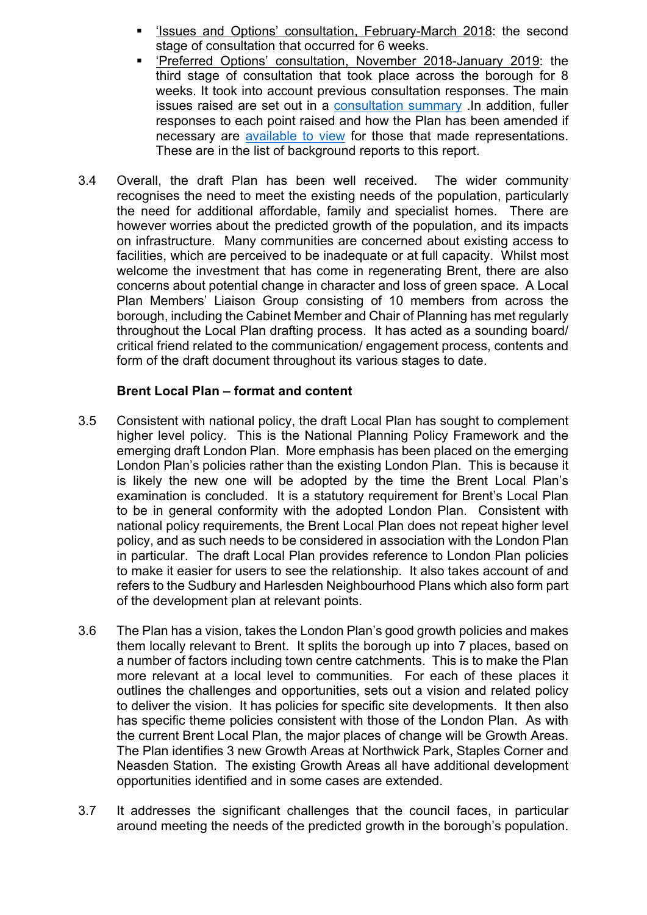- 'Issues and Options' consultation, February-March 2018: the second stage of consultation that occurred for 6 weeks.
- 'Preferred Options' consultation, November 2018-January 2019: the third stage of consultation that took place across the borough for 8 weeks. It took into account previous consultation responses. The main issues raised are set out in a consultation summary .In addition, fuller responses to each point raised and how the Plan has been amended if necessary are available to view for those that made representations. These are in the list of background reports to this report.

3.4 Overall, the draft Plan has been well received. The wider community recognises the need to meet the existing needs of the population, particularly the need for additional affordable, family and specialist homes. There are however worries about the predicted growth of the population, and its impacts on infrastructure. Many communities are concerned about existing access to facilities, which are perceived to be inadequate or at full capacity. Whilst most welcome the investment that has come in regenerating Brent, there are also concerns about potential change in character and loss of green space. A Local Plan Members' Liaison Group consisting of 10 members from across the borough, including the Cabinet Member and Chair of Planning has met regularly throughout the Local Plan drafting process. It has acted as a sounding board/ critical friend related to the communication/ engagement process, contents and form of the draft document throughout its various stages to date.

**Brent Local Plan – format and content**

3.5 Consistent with national policy, the draft Local Plan has sought to complement higher level policy. This is the National Planning Policy Framework and the emerging draft London Plan. More emphasis has been placed on the emerging London Plan's policies rather than the existing London Plan. This is because it is likely the new one will be adopted by the time the Brent Local Plan's examination is concluded. It is a statutory requirement for Brent's Local Plan to be in general conformity with the adopted London Plan. Consistent with national policy requirements, the Brent Local Plan does not repeat higher level policy, and as such needs to be considered in association with the London Plan in particular. The draft Local Plan provides reference to London Plan policies to make it easier for users to see the relationship. It also takes account of and refers to the Sudbury and Harlesden Neighbourhood Plans which also form part of the development plan at relevant points.

3.6 The Plan has a vision, takes the London Plan's good growth policies and makes them locally relevant to Brent. It splits the borough up into 7 places, based on a number of factors including town centre catchments. This is to make the Plan more relevant at a local level to communities. For each of these places it outlines the challenges and opportunities, sets out a vision and related policy to deliver the vision. It has policies for specific site developments. It then also has specific theme policies consistent with those of the London Plan. As with the current Brent Local Plan, the major places of change will be Growth Areas. The Plan identifies 3 new Growth Areas at Northwick Park, Staples Corner and Neasden Station. The existing Growth Areas all have additional development opportunities identified and in some cases are extended.

3.7 It addresses the significant challenges that the council faces, in particular around meeting the needs of the predicted growth in the borough's population.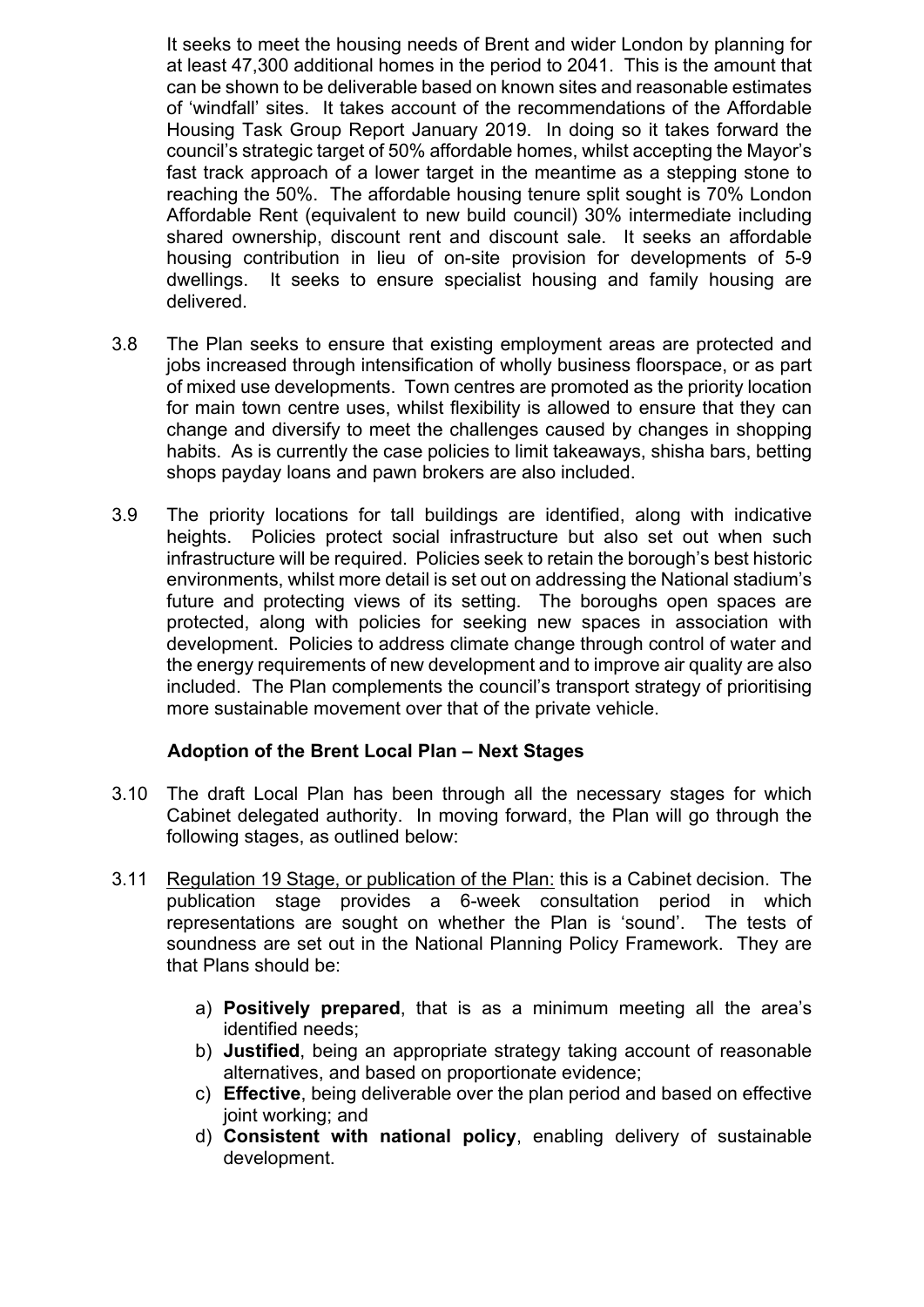It seeks to meet the housing needs of Brent and wider London by planning for at least 47,300 additional homes in the period to 2041. This is the amount that can be shown to be deliverable based on known sites and reasonable estimates of 'windfall' sites. It takes account of the recommendations of the Affordable Housing Task Group Report January 2019. In doing so it takes forward the council's strategic target of 50% affordable homes, whilst accepting the Mayor's fast track approach of a lower target in the meantime as a stepping stone to reaching the 50%. The affordable housing tenure split sought is 70% London Affordable Rent (equivalent to new build council) 30% intermediate including shared ownership, discount rent and discount sale. It seeks an affordable housing contribution in lieu of on-site provision for developments of 5-9 dwellings. It seeks to ensure specialist housing and family housing are delivered.

3.8 The Plan seeks to ensure that existing employment areas are protected and jobs increased through intensification of wholly business floorspace, or as part of mixed use developments. Town centres are promoted as the priority location for main town centre uses, whilst flexibility is allowed to ensure that they can change and diversify to meet the challenges caused by changes in shopping habits. As is currently the case policies to limit takeaways, shisha bars, betting shops payday loans and pawn brokers are also included.

3.9 The priority locations for tall buildings are identified, along with indicative heights. Policies protect social infrastructure but also set out when such infrastructure will be required. Policies seek to retain the borough's best historic environments, whilst more detail is set out on addressing the National stadium's future and protecting views of its setting. The boroughs open spaces are protected, along with policies for seeking new spaces in association with development. Policies to address climate change through control of water and the energy requirements of new development and to improve air quality are also included. The Plan complements the council's transport strategy of prioritising more sustainable movement over that of the private vehicle.

**Adoption of the Brent Local Plan – Next Stages**

3.10 The draft Local Plan has been through all the necessary stages for which Cabinet delegated authority. In moving forward, the Plan will go through the following stages, as outlined below:

3.11 Regulation 19 Stage, or publication of the Plan: this is a Cabinet decision. The publication stage provides a 6-week consultation period in which representations are sought on whether the Plan is 'sound'. The tests of soundness are set out in the National Planning Policy Framework. They are that Plans should be:

a) **Positively prepared**, that is as a minimum meeting all the area's identified needs;
b) **Justified**, being an appropriate strategy taking account of reasonable alternatives, and based on proportionate evidence;
c) **Effective**, being deliverable over the plan period and based on effective joint working; and
d) **Consistent with national policy**, enabling delivery of sustainable development.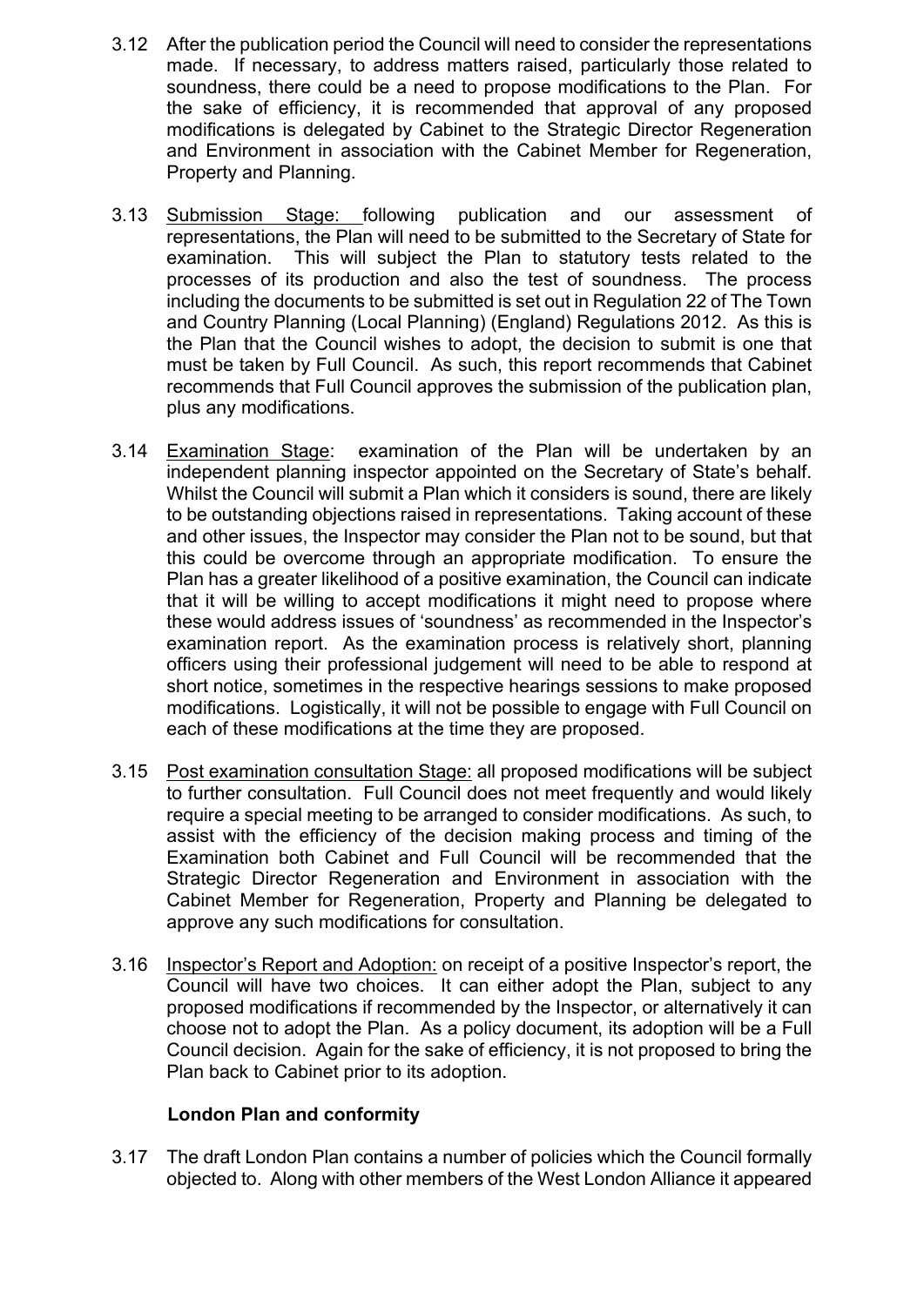3.12 After the publication period the Council will need to consider the representations made. If necessary, to address matters raised, particularly those related to soundness, there could be a need to propose modifications to the Plan. For the sake of efficiency, it is recommended that approval of any proposed modifications is delegated by Cabinet to the Strategic Director Regeneration and Environment in association with the Cabinet Member for Regeneration, Property and Planning.

3.13 Submission Stage: following publication and our assessment of representations, the Plan will need to be submitted to the Secretary of State for examination. This will subject the Plan to statutory tests related to the processes of its production and also the test of soundness. The process including the documents to be submitted is set out in Regulation 22 of The Town and Country Planning (Local Planning) (England) Regulations 2012. As this is the Plan that the Council wishes to adopt, the decision to submit is one that must be taken by Full Council. As such, this report recommends that Cabinet recommends that Full Council approves the submission of the publication plan, plus any modifications.

3.14 Examination Stage: examination of the Plan will be undertaken by an independent planning inspector appointed on the Secretary of State's behalf. Whilst the Council will submit a Plan which it considers is sound, there are likely to be outstanding objections raised in representations. Taking account of these and other issues, the Inspector may consider the Plan not to be sound, but that this could be overcome through an appropriate modification. To ensure the Plan has a greater likelihood of a positive examination, the Council can indicate that it will be willing to accept modifications it might need to propose where these would address issues of 'soundness' as recommended in the Inspector's examination report. As the examination process is relatively short, planning officers using their professional judgement will need to be able to respond at short notice, sometimes in the respective hearings sessions to make proposed modifications. Logistically, it will not be possible to engage with Full Council on each of these modifications at the time they are proposed.

3.15 Post examination consultation Stage: all proposed modifications will be subject to further consultation. Full Council does not meet frequently and would likely require a special meeting to be arranged to consider modifications. As such, to assist with the efficiency of the decision making process and timing of the Examination both Cabinet and Full Council will be recommended that the Strategic Director Regeneration and Environment in association with the Cabinet Member for Regeneration, Property and Planning be delegated to approve any such modifications for consultation.

3.16 Inspector's Report and Adoption: on receipt of a positive Inspector's report, the Council will have two choices. It can either adopt the Plan, subject to any proposed modifications if recommended by the Inspector, or alternatively it can choose not to adopt the Plan. As a policy document, its adoption will be a Full Council decision. Again for the sake of efficiency, it is not proposed to bring the Plan back to Cabinet prior to its adoption.

**London Plan and conformity**

3.17 The draft London Plan contains a number of policies which the Council formally objected to. Along with other members of the West London Alliance it appeared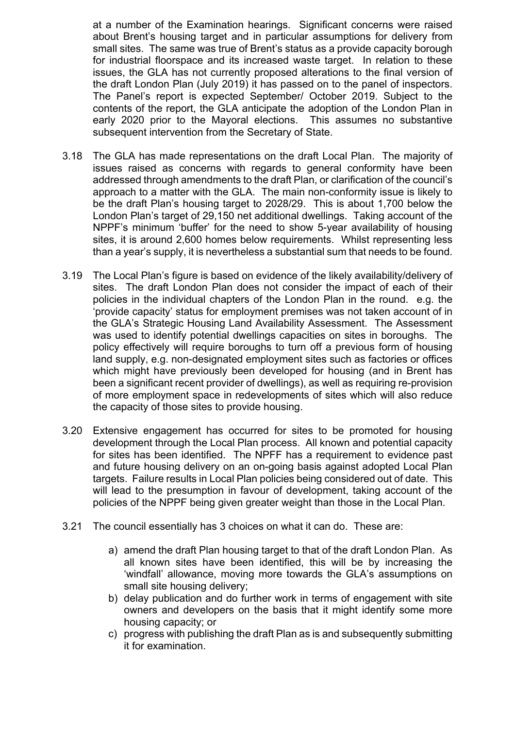at a number of the Examination hearings. Significant concerns were raised about Brent's housing target and in particular assumptions for delivery from small sites. The same was true of Brent's status as a provide capacity borough for industrial floorspace and its increased waste target. In relation to these issues, the GLA has not currently proposed alterations to the final version of the draft London Plan (July 2019) it has passed on to the panel of inspectors. The Panel's report is expected September/ October 2019. Subject to the contents of the report, the GLA anticipate the adoption of the London Plan in early 2020 prior to the Mayoral elections. This assumes no substantive subsequent intervention from the Secretary of State.

3.18 The GLA has made representations on the draft Local Plan. The majority of issues raised as concerns with regards to general conformity have been addressed through amendments to the draft Plan, or clarification of the council's approach to a matter with the GLA. The main non-conformity issue is likely to be the draft Plan's housing target to 2028/29. This is about 1,700 below the London Plan's target of 29,150 net additional dwellings. Taking account of the NPPF's minimum 'buffer' for the need to show 5-year availability of housing sites, it is around 2,600 homes below requirements. Whilst representing less than a year's supply, it is nevertheless a substantial sum that needs to be found.

3.19 The Local Plan's figure is based on evidence of the likely availability/delivery of sites. The draft London Plan does not consider the impact of each of their policies in the individual chapters of the London Plan in the round. e.g. the 'provide capacity' status for employment premises was not taken account of in the GLA's Strategic Housing Land Availability Assessment. The Assessment was used to identify potential dwellings capacities on sites in boroughs. The policy effectively will require boroughs to turn off a previous form of housing land supply, e.g. non-designated employment sites such as factories or offices which might have previously been developed for housing (and in Brent has been a significant recent provider of dwellings), as well as requiring re-provision of more employment space in redevelopments of sites which will also reduce the capacity of those sites to provide housing.

3.20 Extensive engagement has occurred for sites to be promoted for housing development through the Local Plan process. All known and potential capacity for sites has been identified. The NPFF has a requirement to evidence past and future housing delivery on an on-going basis against adopted Local Plan targets. Failure results in Local Plan policies being considered out of date. This will lead to the presumption in favour of development, taking account of the policies of the NPPF being given greater weight than those in the Local Plan.

3.21 The council essentially has 3 choices on what it can do. These are:

a) amend the draft Plan housing target to that of the draft London Plan. As all known sites have been identified, this will be by increasing the 'windfall' allowance, moving more towards the GLA's assumptions on small site housing delivery;
b) delay publication and do further work in terms of engagement with site owners and developers on the basis that it might identify some more housing capacity; or
c) progress with publishing the draft Plan as is and subsequently submitting it for examination.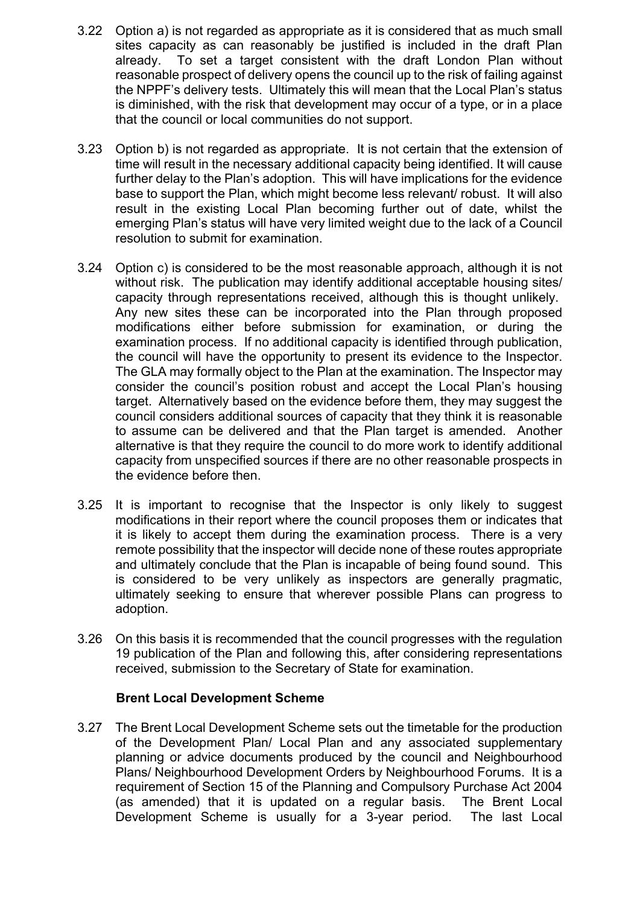3.22 Option a) is not regarded as appropriate as it is considered that as much small sites capacity as can reasonably be justified is included in the draft Plan already. To set a target consistent with the draft London Plan without reasonable prospect of delivery opens the council up to the risk of failing against the NPPF's delivery tests. Ultimately this will mean that the Local Plan's status is diminished, with the risk that development may occur of a type, or in a place that the council or local communities do not support.

3.23 Option b) is not regarded as appropriate. It is not certain that the extension of time will result in the necessary additional capacity being identified. It will cause further delay to the Plan's adoption. This will have implications for the evidence base to support the Plan, which might become less relevant/ robust. It will also result in the existing Local Plan becoming further out of date, whilst the emerging Plan's status will have very limited weight due to the lack of a Council resolution to submit for examination.

3.24 Option c) is considered to be the most reasonable approach, although it is not without risk. The publication may identify additional acceptable housing sites/ capacity through representations received, although this is thought unlikely. Any new sites these can be incorporated into the Plan through proposed modifications either before submission for examination, or during the examination process. If no additional capacity is identified through publication, the council will have the opportunity to present its evidence to the Inspector. The GLA may formally object to the Plan at the examination. The Inspector may consider the council's position robust and accept the Local Plan's housing target. Alternatively based on the evidence before them, they may suggest the council considers additional sources of capacity that they think it is reasonable to assume can be delivered and that the Plan target is amended. Another alternative is that they require the council to do more work to identify additional capacity from unspecified sources if there are no other reasonable prospects in the evidence before then.

3.25 It is important to recognise that the Inspector is only likely to suggest modifications in their report where the council proposes them or indicates that it is likely to accept them during the examination process. There is a very remote possibility that the inspector will decide none of these routes appropriate and ultimately conclude that the Plan is incapable of being found sound. This is considered to be very unlikely as inspectors are generally pragmatic, ultimately seeking to ensure that wherever possible Plans can progress to adoption.

3.26 On this basis it is recommended that the council progresses with the regulation 19 publication of the Plan and following this, after considering representations received, submission to the Secretary of State for examination.

**Brent Local Development Scheme**

3.27 The Brent Local Development Scheme sets out the timetable for the production of the Development Plan/ Local Plan and any associated supplementary planning or advice documents produced by the council and Neighbourhood Plans/ Neighbourhood Development Orders by Neighbourhood Forums. It is a requirement of Section 15 of the Planning and Compulsory Purchase Act 2004 (as amended) that it is updated on a regular basis. The Brent Local Development Scheme is usually for a 3-year period. The last Local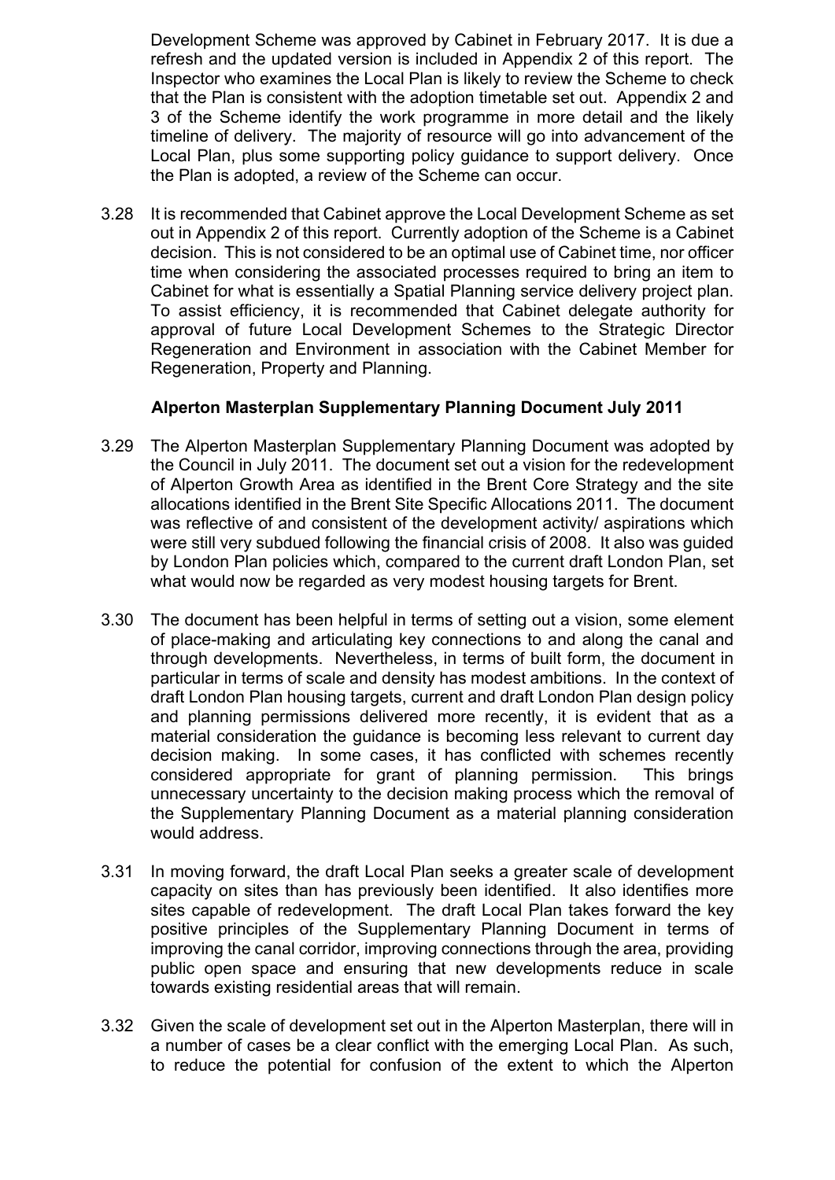Development Scheme was approved by Cabinet in February 2017. It is due a refresh and the updated version is included in Appendix 2 of this report. The Inspector who examines the Local Plan is likely to review the Scheme to check that the Plan is consistent with the adoption timetable set out. Appendix 2 and 3 of the Scheme identify the work programme in more detail and the likely timeline of delivery. The majority of resource will go into advancement of the Local Plan, plus some supporting policy guidance to support delivery. Once the Plan is adopted, a review of the Scheme can occur.

3.28 It is recommended that Cabinet approve the Local Development Scheme as set out in Appendix 2 of this report. Currently adoption of the Scheme is a Cabinet decision. This is not considered to be an optimal use of Cabinet time, nor officer time when considering the associated processes required to bring an item to Cabinet for what is essentially a Spatial Planning service delivery project plan. To assist efficiency, it is recommended that Cabinet delegate authority for approval of future Local Development Schemes to the Strategic Director Regeneration and Environment in association with the Cabinet Member for Regeneration, Property and Planning.

**Alperton Masterplan Supplementary Planning Document July 2011**

3.29 The Alperton Masterplan Supplementary Planning Document was adopted by the Council in July 2011. The document set out a vision for the redevelopment of Alperton Growth Area as identified in the Brent Core Strategy and the site allocations identified in the Brent Site Specific Allocations 2011. The document was reflective of and consistent of the development activity/ aspirations which were still very subdued following the financial crisis of 2008. It also was guided by London Plan policies which, compared to the current draft London Plan, set what would now be regarded as very modest housing targets for Brent.

3.30 The document has been helpful in terms of setting out a vision, some element of place-making and articulating key connections to and along the canal and through developments. Nevertheless, in terms of built form, the document in particular in terms of scale and density has modest ambitions. In the context of draft London Plan housing targets, current and draft London Plan design policy and planning permissions delivered more recently, it is evident that as a material consideration the guidance is becoming less relevant to current day decision making. In some cases, it has conflicted with schemes recently considered appropriate for grant of planning permission. This brings unnecessary uncertainty to the decision making process which the removal of the Supplementary Planning Document as a material planning consideration would address.

3.31 In moving forward, the draft Local Plan seeks a greater scale of development capacity on sites than has previously been identified. It also identifies more sites capable of redevelopment. The draft Local Plan takes forward the key positive principles of the Supplementary Planning Document in terms of improving the canal corridor, improving connections through the area, providing public open space and ensuring that new developments reduce in scale towards existing residential areas that will remain.

3.32 Given the scale of development set out in the Alperton Masterplan, there will in a number of cases be a clear conflict with the emerging Local Plan. As such, to reduce the potential for confusion of the extent to which the Alperton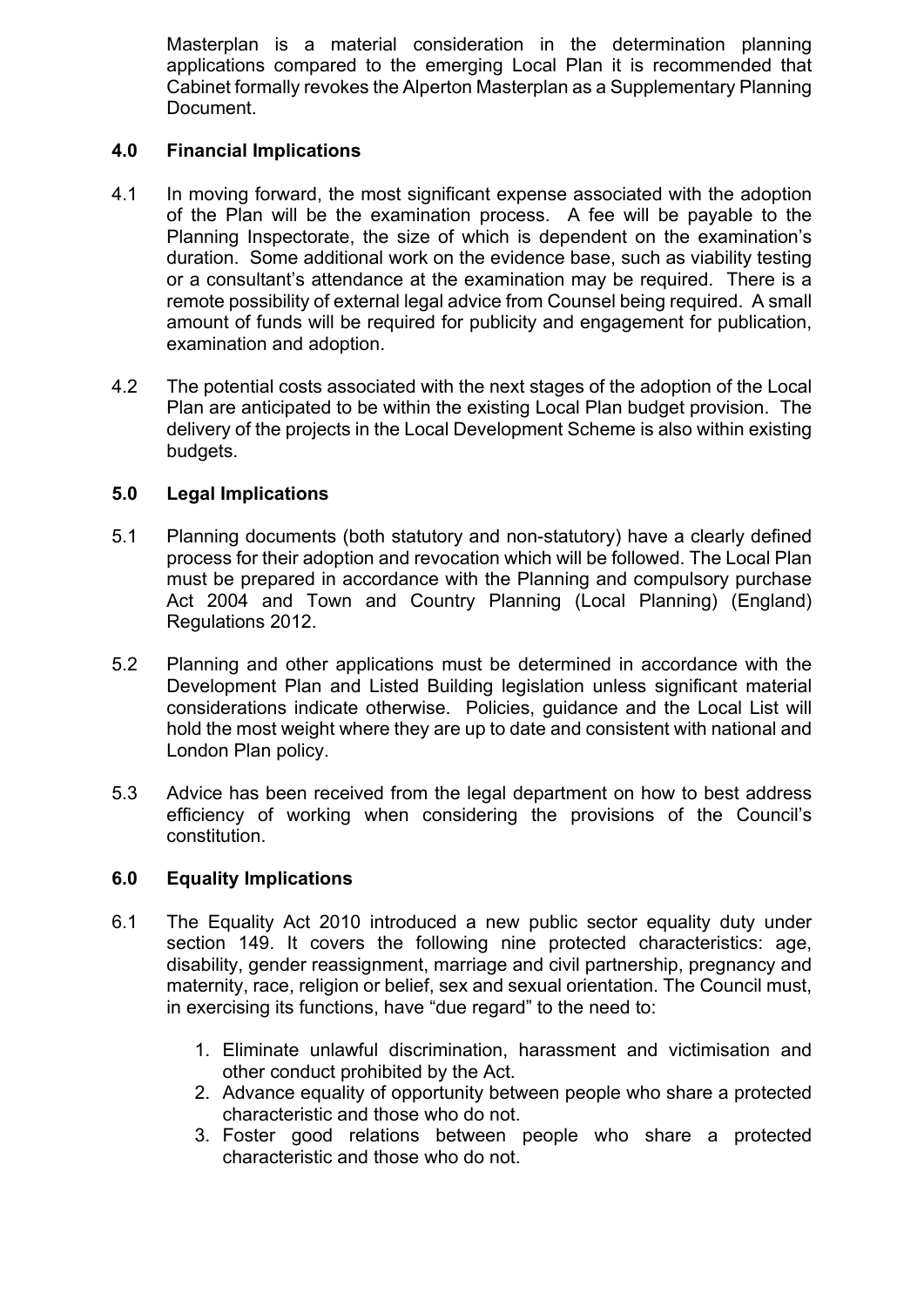Masterplan is a material consideration in the determination planning applications compared to the emerging Local Plan it is recommended that Cabinet formally revokes the Alperton Masterplan as a Supplementary Planning Document.

## 4.0 Financial Implications

4.1 In moving forward, the most significant expense associated with the adoption of the Plan will be the examination process. A fee will be payable to the Planning Inspectorate, the size of which is dependent on the examination's duration. Some additional work on the evidence base, such as viability testing or a consultant's attendance at the examination may be required. There is a remote possibility of external legal advice from Counsel being required. A small amount of funds will be required for publicity and engagement for publication, examination and adoption.

4.2 The potential costs associated with the next stages of the adoption of the Local Plan are anticipated to be within the existing Local Plan budget provision. The delivery of the projects in the Local Development Scheme is also within existing budgets.

## 5.0 Legal Implications

5.1 Planning documents (both statutory and non-statutory) have a clearly defined process for their adoption and revocation which will be followed. The Local Plan must be prepared in accordance with the Planning and compulsory purchase Act 2004 and Town and Country Planning (Local Planning) (England) Regulations 2012.

5.2 Planning and other applications must be determined in accordance with the Development Plan and Listed Building legislation unless significant material considerations indicate otherwise. Policies, guidance and the Local List will hold the most weight where they are up to date and consistent with national and London Plan policy.

5.3 Advice has been received from the legal department on how to best address efficiency of working when considering the provisions of the Council's constitution.

## 6.0 Equality Implications

6.1 The Equality Act 2010 introduced a new public sector equality duty under section 149. It covers the following nine protected characteristics: age, disability, gender reassignment, marriage and civil partnership, pregnancy and maternity, race, religion or belief, sex and sexual orientation. The Council must, in exercising its functions, have "due regard" to the need to:

1. Eliminate unlawful discrimination, harassment and victimisation and other conduct prohibited by the Act.
2. Advance equality of opportunity between people who share a protected characteristic and those who do not.
3. Foster good relations between people who share a protected characteristic and those who do not.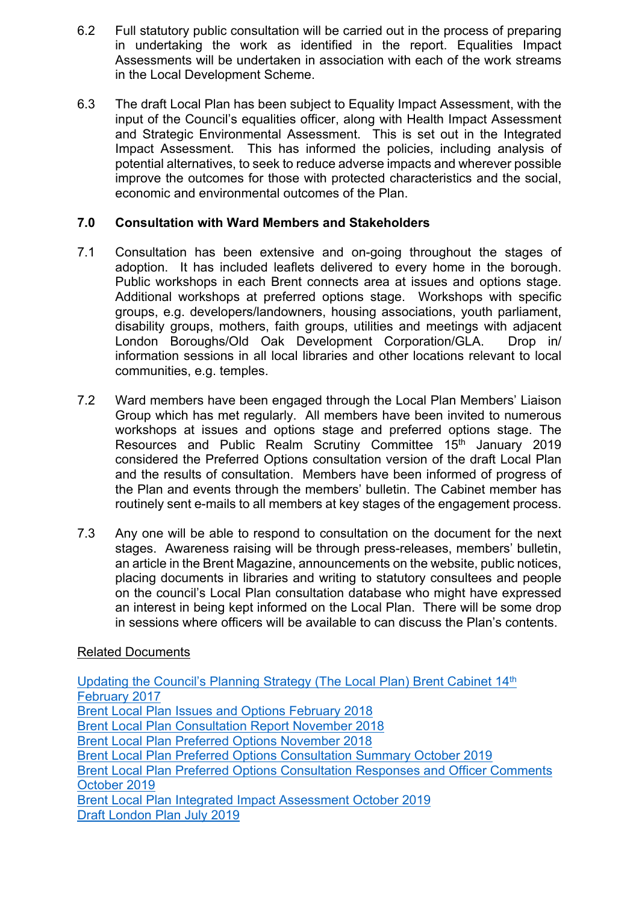6.2 Full statutory public consultation will be carried out in the process of preparing in undertaking the work as identified in the report. Equalities Impact Assessments will be undertaken in association with each of the work streams in the Local Development Scheme.

6.3 The draft Local Plan has been subject to Equality Impact Assessment, with the input of the Council's equalities officer, along with Health Impact Assessment and Strategic Environmental Assessment. This is set out in the Integrated Impact Assessment. This has informed the policies, including analysis of potential alternatives, to seek to reduce adverse impacts and wherever possible improve the outcomes for those with protected characteristics and the social, economic and environmental outcomes of the Plan.

## 7.0 Consultation with Ward Members and Stakeholders

7.1 Consultation has been extensive and on-going throughout the stages of adoption. It has included leaflets delivered to every home in the borough. Public workshops in each Brent connects area at issues and options stage. Additional workshops at preferred options stage. Workshops with specific groups, e.g. developers/landowners, housing associations, youth parliament, disability groups, mothers, faith groups, utilities and meetings with adjacent London Boroughs/Old Oak Development Corporation/GLA. Drop in/ information sessions in all local libraries and other locations relevant to local communities, e.g. temples.

7.2 Ward members have been engaged through the Local Plan Members' Liaison Group which has met regularly. All members have been invited to numerous workshops at issues and options stage and preferred options stage. The Resources and Public Realm Scrutiny Committee 15th January 2019 considered the Preferred Options consultation version of the draft Local Plan and the results of consultation. Members have been informed of progress of the Plan and events through the members' bulletin. The Cabinet member has routinely sent e-mails to all members at key stages of the engagement process.

7.3 Any one will be able to respond to consultation on the document for the next stages. Awareness raising will be through press-releases, members' bulletin, an article in the Brent Magazine, announcements on the website, public notices, placing documents in libraries and writing to statutory consultees and people on the council's Local Plan consultation database who might have expressed an interest in being kept informed on the Local Plan. There will be some drop in sessions where officers will be available to can discuss the Plan's contents.

Related Documents

Updating the Council's Planning Strategy (The Local Plan) Brent Cabinet 14th February 2017
Brent Local Plan Issues and Options February 2018
Brent Local Plan Consultation Report November 2018
Brent Local Plan Preferred Options November 2018
Brent Local Plan Preferred Options Consultation Summary October 2019
Brent Local Plan Preferred Options Consultation Responses and Officer Comments October 2019
Brent Local Plan Integrated Impact Assessment October 2019
Draft London Plan July 2019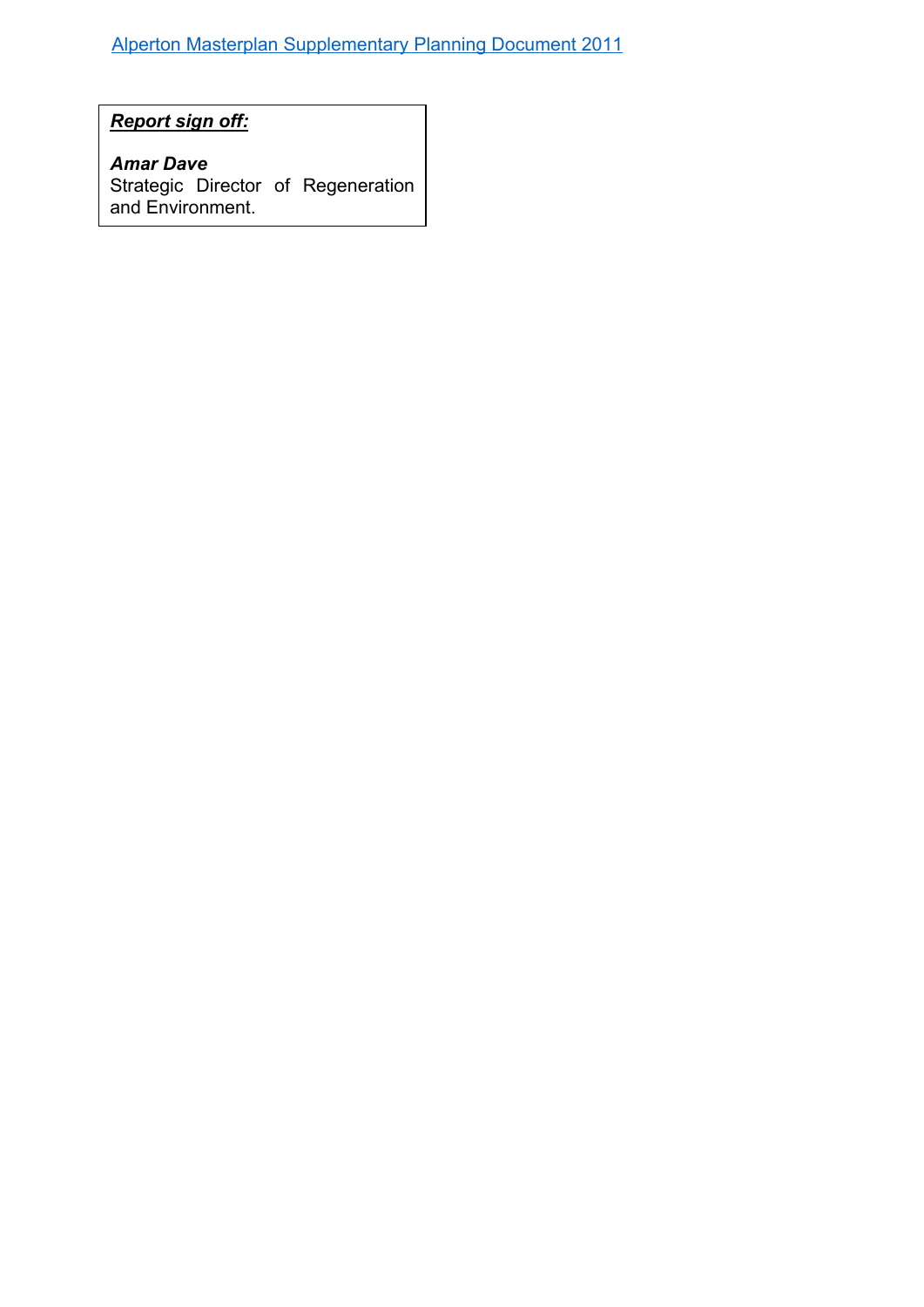[Alperton Masterplan Supplementary Planning Document 2011]

***Report sign off:***

***Amar Dave***
Strategic Director of Regeneration and Environment.